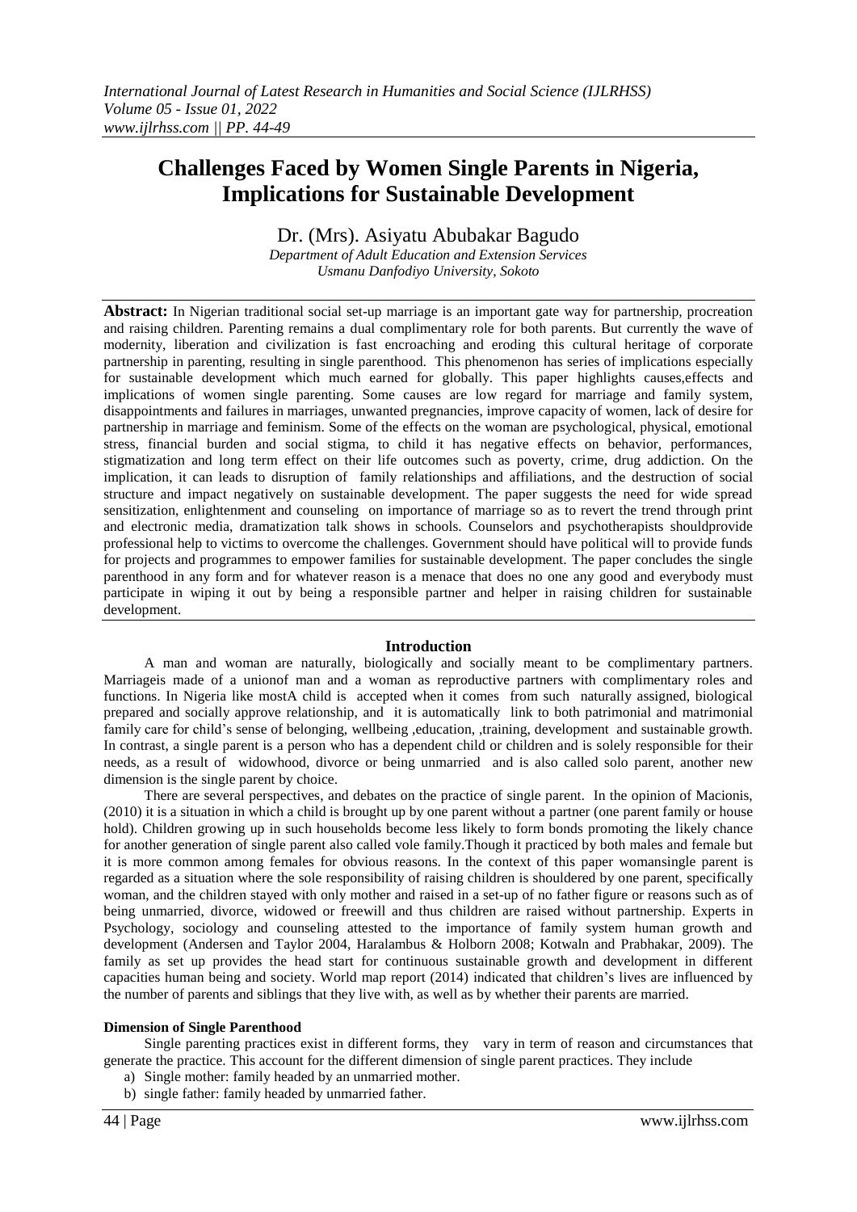# Challenges Faced by Women Single Parents in Nigeria, Implications for Sustainable Development

Dr. (Mrs). Asiyatu Abubakar Bagudo

*Department of Adult Education and Extension Services*
*Usmanu Danfodiyo University, Sokoto*

**Abstract:** In Nigerian traditional social set-up marriage is an important gate way for partnership, procreation and raising children. Parenting remains a dual complimentary role for both parents. But currently the wave of modernity, liberation and civilization is fast encroaching and eroding this cultural heritage of corporate partnership in parenting, resulting in single parenthood. This phenomenon has series of implications especially for sustainable development which much earned for globally. This paper highlights causes,effects and implications of women single parenting. Some causes are low regard for marriage and family system, disappointments and failures in marriages, unwanted pregnancies, improve capacity of women, lack of desire for partnership in marriage and feminism. Some of the effects on the woman are psychological, physical, emotional stress, financial burden and social stigma, to child it has negative effects on behavior, performances, stigmatization and long term effect on their life outcomes such as poverty, crime, drug addiction. On the implication, it can leads to disruption of family relationships and affiliations, and the destruction of social structure and impact negatively on sustainable development. The paper suggests the need for wide spread sensitization, enlightenment and counseling on importance of marriage so as to revert the trend through print and electronic media, dramatization talk shows in schools. Counselors and psychotherapists shouldprovide professional help to victims to overcome the challenges. Government should have political will to provide funds for projects and programmes to empower families for sustainable development. The paper concludes the single parenthood in any form and for whatever reason is a menace that does no one any good and everybody must participate in wiping it out by being a responsible partner and helper in raising children for sustainable development.

## Introduction

A man and woman are naturally, biologically and socially meant to be complimentary partners. Marriageis made of a unionof man and a woman as reproductive partners with complimentary roles and functions. In Nigeria like mostA child is accepted when it comes from such naturally assigned, biological prepared and socially approve relationship, and it is automatically link to both patrimonial and matrimonial family care for child's sense of belonging, wellbeing ,education, ,training, development and sustainable growth. In contrast, a single parent is a person who has a dependent child or children and is solely responsible for their needs, as a result of widowhood, divorce or being unmarried and is also called solo parent, another new dimension is the single parent by choice.

There are several perspectives, and debates on the practice of single parent. In the opinion of Macionis, (2010) it is a situation in which a child is brought up by one parent without a partner (one parent family or house hold). Children growing up in such households become less likely to form bonds promoting the likely chance for another generation of single parent also called vole family.Though it practiced by both males and female but it is more common among females for obvious reasons. In the context of this paper womansingle parent is regarded as a situation where the sole responsibility of raising children is shouldered by one parent, specifically woman, and the children stayed with only mother and raised in a set-up of no father figure or reasons such as of being unmarried, divorce, widowed or freewill and thus children are raised without partnership. Experts in Psychology, sociology and counseling attested to the importance of family system human growth and development (Andersen and Taylor 2004, Haralambus & Holborn 2008; Kotwaln and Prabhakar, 2009). The family as set up provides the head start for continuous sustainable growth and development in different capacities human being and society. World map report (2014) indicated that children's lives are influenced by the number of parents and siblings that they live with, as well as by whether their parents are married.

### Dimension of Single Parenthood

Single parenting practices exist in different forms, they vary in term of reason and circumstances that generate the practice. This account for the different dimension of single parent practices. They include

a) Single mother: family headed by an unmarried mother.
b) single father: family headed by unmarried father.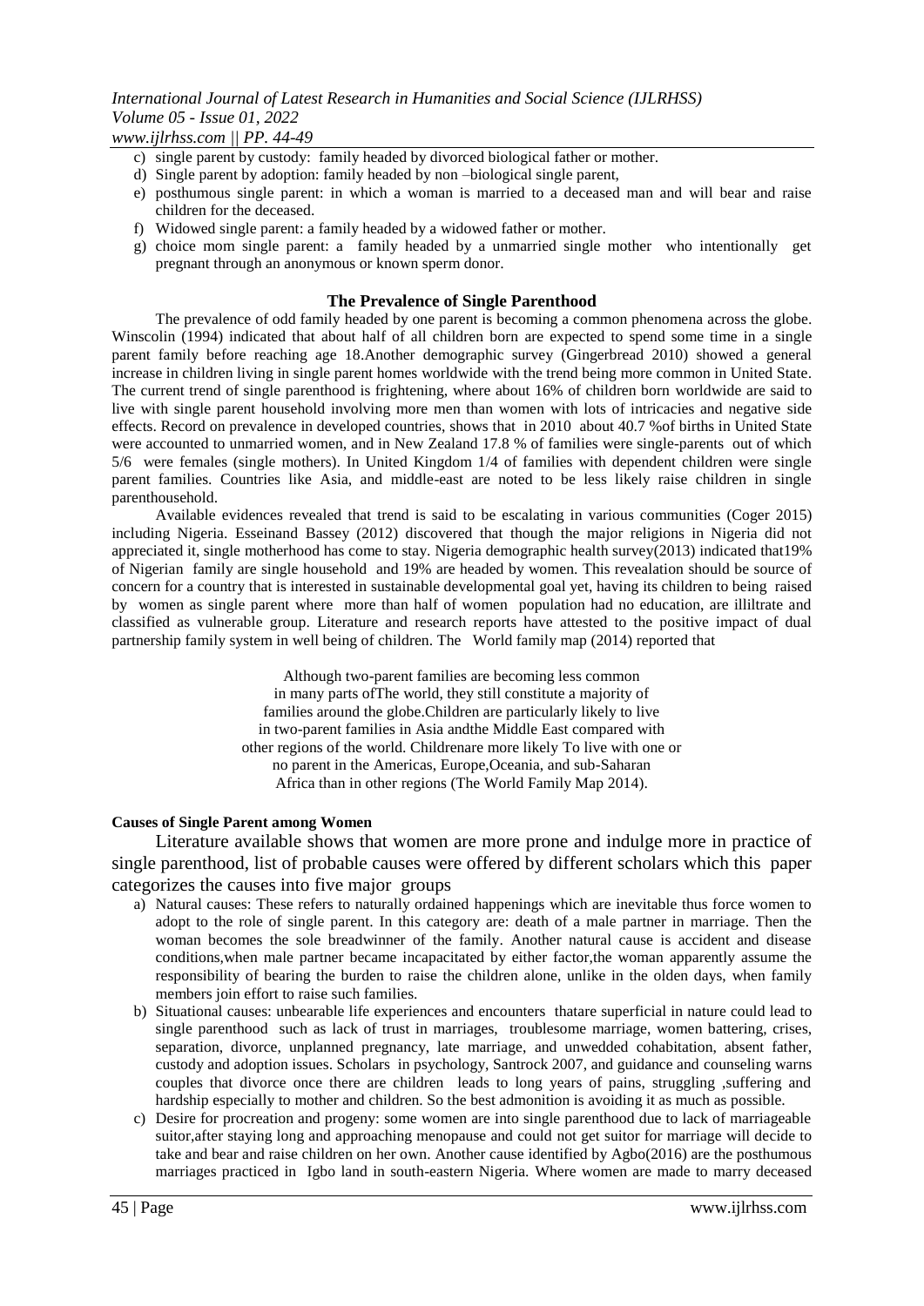c) single parent by custody: family headed by divorced biological father or mother.
d) Single parent by adoption: family headed by non –biological single parent,
e) posthumous single parent: in which a woman is married to a deceased man and will bear and raise children for the deceased.
f) Widowed single parent: a family headed by a widowed father or mother.
g) choice mom single parent: a family headed by a unmarried single mother who intentionally get pregnant through an anonymous or known sperm donor.

### The Prevalence of Single Parenthood

The prevalence of odd family headed by one parent is becoming a common phenomena across the globe. Winscolin (1994) indicated that about half of all children born are expected to spend some time in a single parent family before reaching age 18.Another demographic survey (Gingerbread 2010) showed a general increase in children living in single parent homes worldwide with the trend being more common in United State. The current trend of single parenthood is frightening, where about 16% of children born worldwide are said to live with single parent household involving more men than women with lots of intricacies and negative side effects. Record on prevalence in developed countries, shows that in 2010 about 40.7 %of births in United State were accounted to unmarried women, and in New Zealand 17.8 % of families were single-parents out of which 5/6 were females (single mothers). In United Kingdom 1/4 of families with dependent children were single parent families. Countries like Asia, and middle-east are noted to be less likely raise children in single parenthousehold.

Available evidences revealed that trend is said to be escalating in various communities (Coger 2015) including Nigeria. Esseinand Bassey (2012) discovered that though the major religions in Nigeria did not appreciated it, single motherhood has come to stay. Nigeria demographic health survey(2013) indicated that19% of Nigerian family are single household and 19% are headed by women. This revealation should be source of concern for a country that is interested in sustainable developmental goal yet, having its children to being raised by women as single parent where more than half of women population had no education, are illiltrate and classified as vulnerable group. Literature and research reports have attested to the positive impact of dual partnership family system in well being of children. The World family map (2014) reported that

> Although two-parent families are becoming less common in many parts ofThe world, they still constitute a majority of families around the globe.Children are particularly likely to live in two-parent families in Asia andthe Middle East compared with other regions of the world. Childrenare more likely To live with one or no parent in the Americas, Europe,Oceania, and sub-Saharan Africa than in other regions (The World Family Map 2014).

#### Causes of Single Parent among Women

Literature available shows that women are more prone and indulge more in practice of single parenthood, list of probable causes were offered by different scholars which this paper categorizes the causes into five major groups

a) Natural causes: These refers to naturally ordained happenings which are inevitable thus force women to adopt to the role of single parent. In this category are: death of a male partner in marriage. Then the woman becomes the sole breadwinner of the family. Another natural cause is accident and disease conditions,when male partner became incapacitated by either factor,the woman apparently assume the responsibility of bearing the burden to raise the children alone, unlike in the olden days, when family members join effort to raise such families.
b) Situational causes: unbearable life experiences and encounters thatare superficial in nature could lead to single parenthood such as lack of trust in marriages, troublesome marriage, women battering, crises, separation, divorce, unplanned pregnancy, late marriage, and unwedded cohabitation, absent father, custody and adoption issues. Scholars in psychology, Santrock 2007, and guidance and counseling warns couples that divorce once there are children leads to long years of pains, struggling ,suffering and hardship especially to mother and children. So the best admonition is avoiding it as much as possible.
c) Desire for procreation and progeny: some women are into single parenthood due to lack of marriageable suitor,after staying long and approaching menopause and could not get suitor for marriage will decide to take and bear and raise children on her own. Another cause identified by Agbo(2016) are the posthumous marriages practiced in Igbo land in south-eastern Nigeria. Where women are made to marry deceased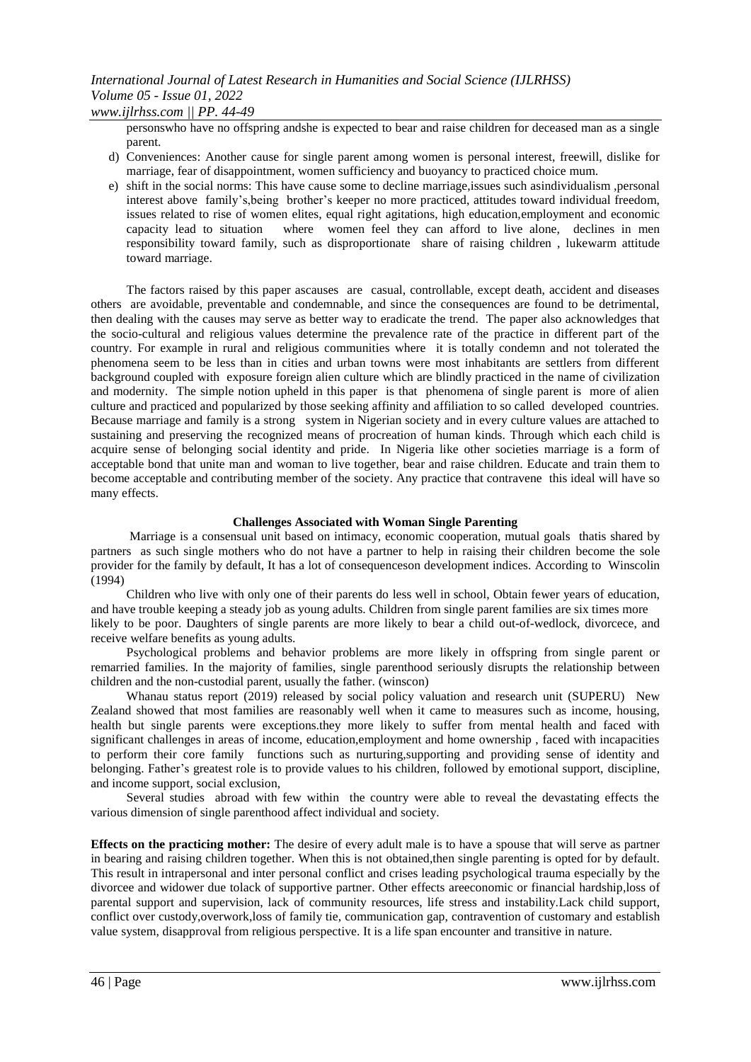personswho have no offspring andshe is expected to bear and raise children for deceased man as a single parent.

d) Conveniences: Another cause for single parent among women is personal interest, freewill, dislike for marriage, fear of disappointment, women sufficiency and buoyancy to practiced choice mum.

e) shift in the social norms: This have cause some to decline marriage,issues such asindividualism ,personal interest above family's,being brother's keeper no more practiced, attitudes toward individual freedom, issues related to rise of women elites, equal right agitations, high education,employment and economic capacity lead to situation where women feel they can afford to live alone, declines in men responsibility toward family, such as disproportionate share of raising children , lukewarm attitude toward marriage.

The factors raised by this paper ascauses are casual, controllable, except death, accident and diseases others are avoidable, preventable and condemnable, and since the consequences are found to be detrimental, then dealing with the causes may serve as better way to eradicate the trend. The paper also acknowledges that the socio-cultural and religious values determine the prevalence rate of the practice in different part of the country. For example in rural and religious communities where it is totally condemn and not tolerated the phenomena seem to be less than in cities and urban towns were most inhabitants are settlers from different background coupled with exposure foreign alien culture which are blindly practiced in the name of civilization and modernity. The simple notion upheld in this paper is that phenomena of single parent is more of alien culture and practiced and popularized by those seeking affinity and affiliation to so called developed countries. Because marriage and family is a strong system in Nigerian society and in every culture values are attached to sustaining and preserving the recognized means of procreation of human kinds. Through which each child is acquire sense of belonging social identity and pride. In Nigeria like other societies marriage is a form of acceptable bond that unite man and woman to live together, bear and raise children. Educate and train them to become acceptable and contributing member of the society. Any practice that contravene this ideal will have so many effects.

## Challenges Associated with Woman Single Parenting

Marriage is a consensual unit based on intimacy, economic cooperation, mutual goals thatis shared by partners as such single mothers who do not have a partner to help in raising their children become the sole provider for the family by default, It has a lot of consequenceson development indices. According to Winscolin (1994)

Children who live with only one of their parents do less well in school, Obtain fewer years of education, and have trouble keeping a steady job as young adults. Children from single parent families are six times more likely to be poor. Daughters of single parents are more likely to bear a child out-of-wedlock, divorcece, and receive welfare benefits as young adults.

Psychological problems and behavior problems are more likely in offspring from single parent or remarried families. In the majority of families, single parenthood seriously disrupts the relationship between children and the non-custodial parent, usually the father. (winscon)

Whanau status report (2019) released by social policy valuation and research unit (SUPERU) New Zealand showed that most families are reasonably well when it came to measures such as income, housing, health but single parents were exceptions.they more likely to suffer from mental health and faced with significant challenges in areas of income, education,employment and home ownership , faced with incapacities to perform their core family functions such as nurturing,supporting and providing sense of identity and belonging. Father's greatest role is to provide values to his children, followed by emotional support, discipline, and income support, social exclusion,

Several studies abroad with few within the country were able to reveal the devastating effects the various dimension of single parenthood affect individual and society.

**Effects on the practicing mother:** The desire of every adult male is to have a spouse that will serve as partner in bearing and raising children together. When this is not obtained,then single parenting is opted for by default. This result in intrapersonal and inter personal conflict and crises leading psychological trauma especially by the divorcee and widower due tolack of supportive partner. Other effects areeconomic or financial hardship,loss of parental support and supervision, lack of community resources, life stress and instability.Lack child support, conflict over custody,overwork,loss of family tie, communication gap, contravention of customary and establish value system, disapproval from religious perspective. It is a life span encounter and transitive in nature.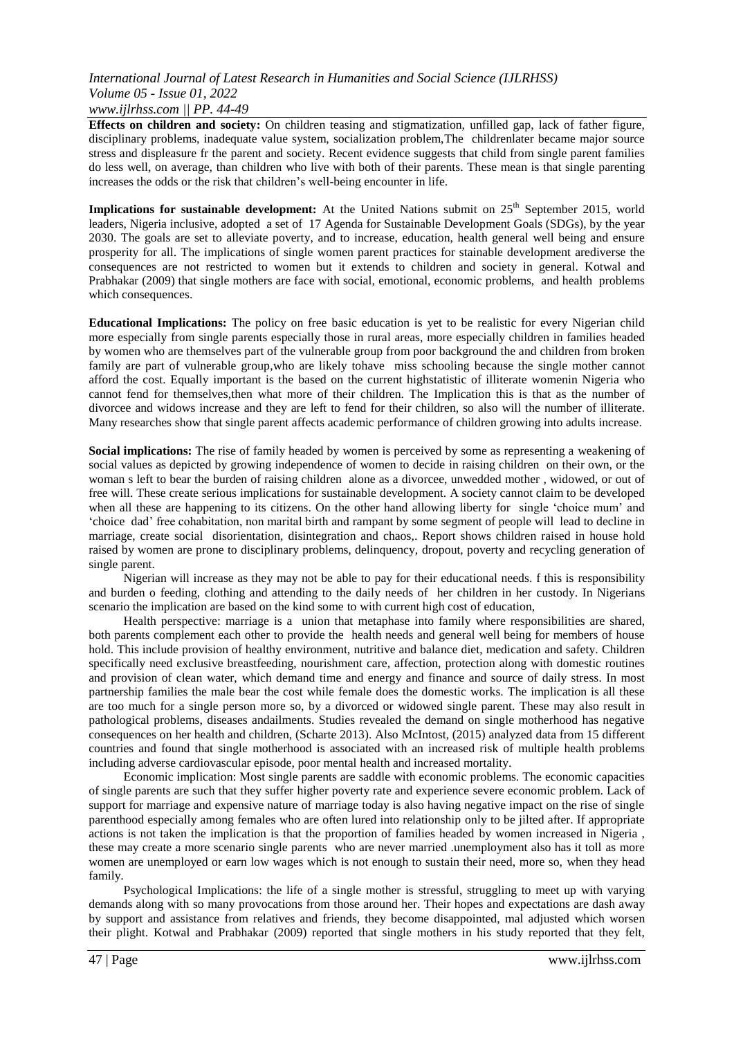**Effects on children and society:** On children teasing and stigmatization, unfilled gap, lack of father figure, disciplinary problems, inadequate value system, socialization problem,The childrenlater became major source stress and displeasure fr the parent and society. Recent evidence suggests that child from single parent families do less well, on average, than children who live with both of their parents. These mean is that single parenting increases the odds or the risk that children's well-being encounter in life.

**Implications for sustainable development:** At the United Nations submit on 25th September 2015, world leaders, Nigeria inclusive, adopted a set of 17 Agenda for Sustainable Development Goals (SDGs), by the year 2030. The goals are set to alleviate poverty, and to increase, education, health general well being and ensure prosperity for all. The implications of single women parent practices for stainable development arediverse the consequences are not restricted to women but it extends to children and society in general. Kotwal and Prabhakar (2009) that single mothers are face with social, emotional, economic problems, and health problems which consequences.

**Educational Implications:** The policy on free basic education is yet to be realistic for every Nigerian child more especially from single parents especially those in rural areas, more especially children in families headed by women who are themselves part of the vulnerable group from poor background the and children from broken family are part of vulnerable group,who are likely tohave miss schooling because the single mother cannot afford the cost. Equally important is the based on the current highstatistic of illiterate womenin Nigeria who cannot fend for themselves,then what more of their children. The Implication this is that as the number of divorcee and widows increase and they are left to fend for their children, so also will the number of illiterate. Many researches show that single parent affects academic performance of children growing into adults increase.

**Social implications:** The rise of family headed by women is perceived by some as representing a weakening of social values as depicted by growing independence of women to decide in raising children on their own, or the woman s left to bear the burden of raising children alone as a divorcee, unwedded mother , widowed, or out of free will. These create serious implications for sustainable development. A society cannot claim to be developed when all these are happening to its citizens. On the other hand allowing liberty for single 'choice mum' and 'choice dad' free cohabitation, non marital birth and rampant by some segment of people will lead to decline in marriage, create social disorientation, disintegration and chaos,. Report shows children raised in house hold raised by women are prone to disciplinary problems, delinquency, dropout, poverty and recycling generation of single parent.

Nigerian will increase as they may not be able to pay for their educational needs. f this is responsibility and burden o feeding, clothing and attending to the daily needs of her children in her custody. In Nigerians scenario the implication are based on the kind some to with current high cost of education,

Health perspective: marriage is a union that metaphase into family where responsibilities are shared, both parents complement each other to provide the health needs and general well being for members of house hold. This include provision of healthy environment, nutritive and balance diet, medication and safety. Children specifically need exclusive breastfeeding, nourishment care, affection, protection along with domestic routines and provision of clean water, which demand time and energy and finance and source of daily stress. In most partnership families the male bear the cost while female does the domestic works. The implication is all these are too much for a single person more so, by a divorced or widowed single parent. These may also result in pathological problems, diseases andailments. Studies revealed the demand on single motherhood has negative consequences on her health and children, (Scharte 2013). Also McIntost, (2015) analyzed data from 15 different countries and found that single motherhood is associated with an increased risk of multiple health problems including adverse cardiovascular episode, poor mental health and increased mortality.

Economic implication: Most single parents are saddle with economic problems. The economic capacities of single parents are such that they suffer higher poverty rate and experience severe economic problem. Lack of support for marriage and expensive nature of marriage today is also having negative impact on the rise of single parenthood especially among females who are often lured into relationship only to be jilted after. If appropriate actions is not taken the implication is that the proportion of families headed by women increased in Nigeria , these may create a more scenario single parents who are never married .unemployment also has it toll as more women are unemployed or earn low wages which is not enough to sustain their need, more so, when they head family.

Psychological Implications: the life of a single mother is stressful, struggling to meet up with varying demands along with so many provocations from those around her. Their hopes and expectations are dash away by support and assistance from relatives and friends, they become disappointed, mal adjusted which worsen their plight. Kotwal and Prabhakar (2009) reported that single mothers in his study reported that they felt,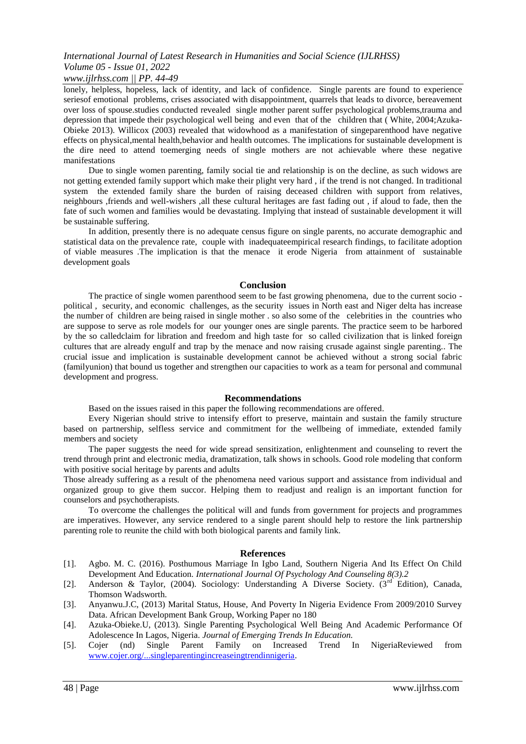lonely, helpless, hopeless, lack of identity, and lack of confidence. Single parents are found to experience seriesof emotional problems, crises associated with disappointment, quarrels that leads to divorce, bereavement over loss of spouse.studies conducted revealed single mother parent suffer psychological problems,trauma and depression that impede their psychological well being and even that of the children that ( White, 2004;Azuka-Obieke 2013). Willicox (2003) revealed that widowhood as a manifestation of singeparenthood have negative effects on physical,mental health,behavior and health outcomes. The implications for sustainable development is the dire need to attend toemerging needs of single mothers are not achievable where these negative manifestations

Due to single women parenting, family social tie and relationship is on the decline, as such widows are not getting extended family support which make their plight very hard , if the trend is not changed. In traditional system the extended family share the burden of raising deceased children with support from relatives, neighbours ,friends and well-wishers ,all these cultural heritages are fast fading out , if aloud to fade, then the fate of such women and families would be devastating. Implying that instead of sustainable development it will be sustainable suffering.

In addition, presently there is no adequate census figure on single parents, no accurate demographic and statistical data on the prevalence rate, couple with inadequateempirical research findings, to facilitate adoption of viable measures .The implication is that the menace it erode Nigeria from attainment of sustainable development goals

## Conclusion

The practice of single women parenthood seem to be fast growing phenomena, due to the current socio - political , security, and economic challenges, as the security issues in North east and Niger delta has increase the number of children are being raised in single mother . so also some of the celebrities in the countries who are suppose to serve as role models for our younger ones are single parents. The practice seem to be harbored by the so calledclaim for libration and freedom and high taste for so called civilization that is linked foreign cultures that are already engulf and trap by the menace and now raising crusade against single parenting.. The crucial issue and implication is sustainable development cannot be achieved without a strong social fabric (familyunion) that bound us together and strengthen our capacities to work as a team for personal and communal development and progress.

## Recommendations

Based on the issues raised in this paper the following recommendations are offered.

Every Nigerian should strive to intensify effort to preserve, maintain and sustain the family structure based on partnership, selfless service and commitment for the wellbeing of immediate, extended family members and society

The paper suggests the need for wide spread sensitization, enlightenment and counseling to revert the trend through print and electronic media, dramatization, talk shows in schools. Good role modeling that conform with positive social heritage by parents and adults

Those already suffering as a result of the phenomena need various support and assistance from individual and organized group to give them succor. Helping them to readjust and realign is an important function for counselors and psychotherapists.

To overcome the challenges the political will and funds from government for projects and programmes are imperatives. However, any service rendered to a single parent should help to restore the link partnership parenting role to reunite the child with both biological parents and family link.

## References

[1]. Agbo. M. C. (2016). Posthumous Marriage In Igbo Land, Southern Nigeria And Its Effect On Child Development And Education. *International Journal Of Psychology And Counseling 8(3).2*

[2]. Anderson & Taylor, (2004). Sociology: Understanding A Diverse Society. (3rd Edition), Canada, Thomson Wadsworth.

[3]. Anyanwu.J.C, (2013) Marital Status, House, And Poverty In Nigeria Evidence From 2009/2010 Survey Data. African Development Bank Group, Working Paper no 180

[4]. Azuka-Obieke.U, (2013). Single Parenting Psychological Well Being And Academic Performance Of Adolescence In Lagos, Nigeria. *Journal of Emerging Trends In Education.*

[5]. Cojer (nd) Single Parent Family on Increased Trend In NigeriaReviewed from www.cojer.org/...singleparentingincreaseingtrendinnigeria.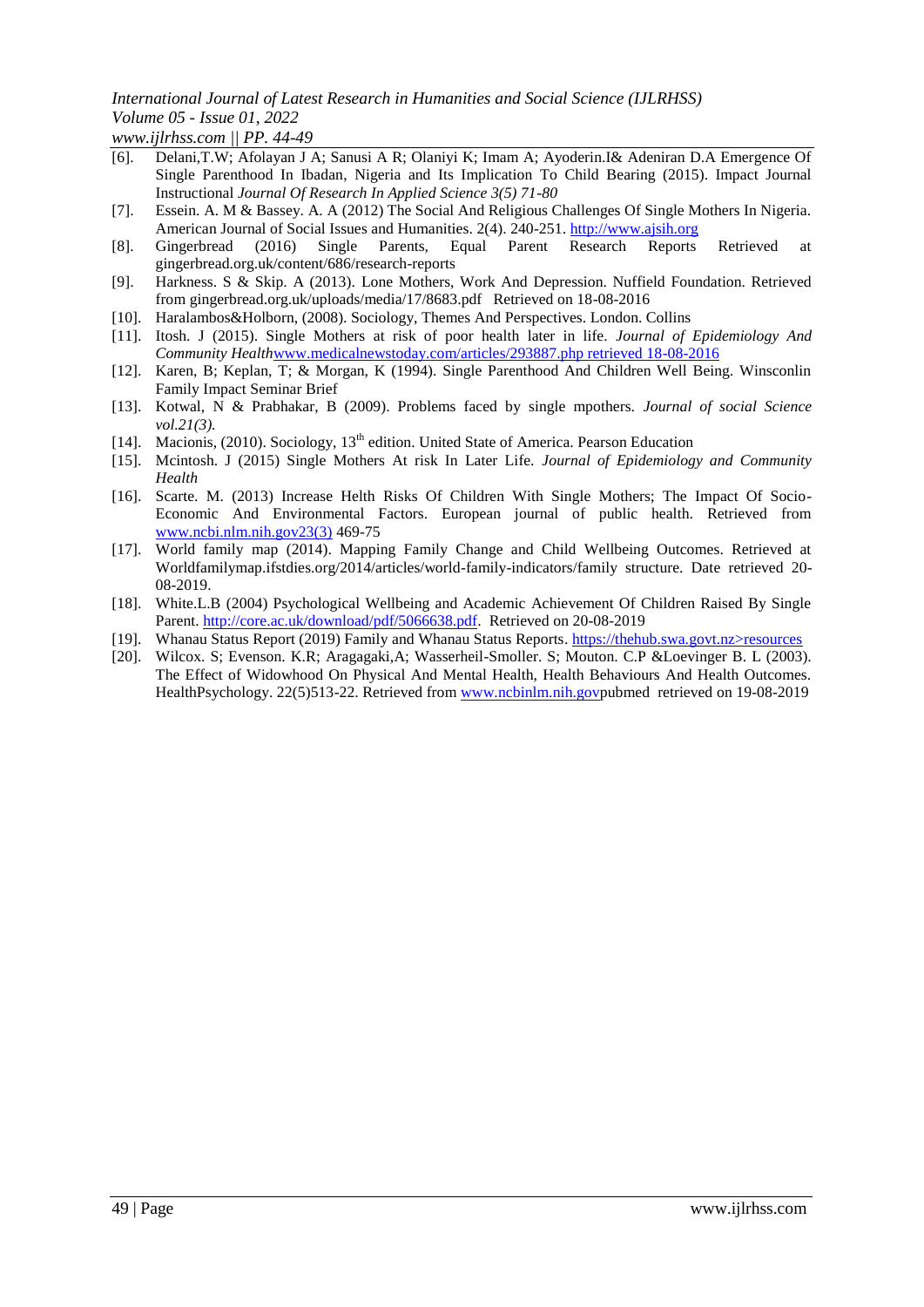[6]. Delani,T.W; Afolayan J A; Sanusi A R; Olaniyi K; Imam A; Ayoderin.I& Adeniran D.A Emergence Of Single Parenthood In Ibadan, Nigeria and Its Implication To Child Bearing (2015). Impact Journal Instructional *Journal Of Research In Applied Science 3(5) 71-80*

[7]. Essein. A. M & Bassey. A. A (2012) The Social And Religious Challenges Of Single Mothers In Nigeria. American Journal of Social Issues and Humanities. 2(4). 240-251. http://www.ajsih.org

[8]. Gingerbread (2016) Single Parents, Equal Parent Research Reports Retrieved at gingerbread.org.uk/content/686/research-reports

[9]. Harkness. S & Skip. A (2013). Lone Mothers, Work And Depression. Nuffield Foundation. Retrieved from gingerbread.org.uk/uploads/media/17/8683.pdf Retrieved on 18-08-2016

[10]. Haralambos&Holborn, (2008). Sociology, Themes And Perspectives. London. Collins

[11]. Itosh. J (2015). Single Mothers at risk of poor health later in life. *Journal of Epidemiology And Community Health*www.medicalnewstoday.com/articles/293887.php retrieved 18-08-2016

[12]. Karen, B; Keplan, T; & Morgan, K (1994). Single Parenthood And Children Well Being. Winsconlin Family Impact Seminar Brief

[13]. Kotwal, N & Prabhakar, B (2009). Problems faced by single mpothers. *Journal of social Science vol.21(3).*

[14]. Macionis, (2010). Sociology, 13th edition. United State of America. Pearson Education

[15]. Mcintosh. J (2015) Single Mothers At risk In Later Life. *Journal of Epidemiology and Community Health*

[16]. Scarte. M. (2013) Increase Helth Risks Of Children With Single Mothers; The Impact Of Socio-Economic And Environmental Factors. European journal of public health. Retrieved from www.ncbi.nlm.nih.gov23(3) 469-75

[17]. World family map (2014). Mapping Family Change and Child Wellbeing Outcomes. Retrieved at Worldfamilymap.ifstdies.org/2014/articles/world-family-indicators/family structure. Date retrieved 20-08-2019.

[18]. White.L.B (2004) Psychological Wellbeing and Academic Achievement Of Children Raised By Single Parent. http://core.ac.uk/download/pdf/5066638.pdf. Retrieved on 20-08-2019

[19]. Whanau Status Report (2019) Family and Whanau Status Reports. https://thehub.swa.govt.nz>resources

[20]. Wilcox. S; Evenson. K.R; Aragagaki,A; Wasserheil-Smoller. S; Mouton. C.P &Loevinger B. L (2003). The Effect of Widowhood On Physical And Mental Health, Health Behaviours And Health Outcomes. HealthPsychology. 22(5)513-22. Retrieved from www.ncbinlm.nih.govpubmed retrieved on 19-08-2019